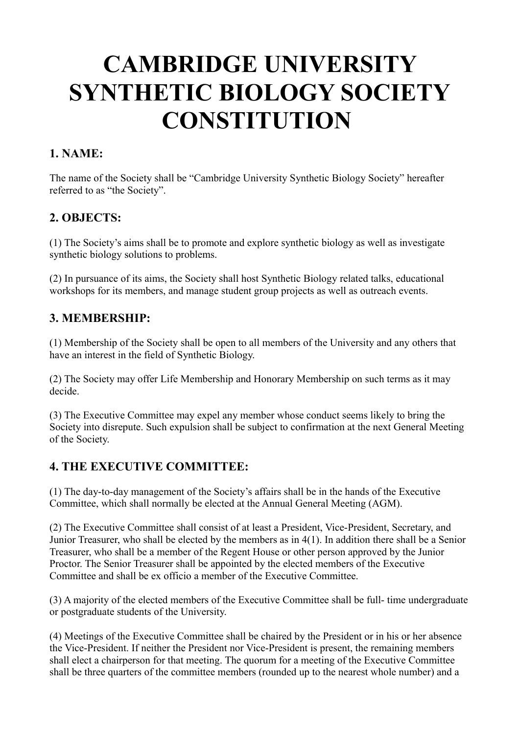# CAMBRIDGE UNIVERSITY SYNTHETIC BIOLOGY SOCIETY CONSTITUTION

## 1. NAME:

The name of the Society shall be "Cambridge University Synthetic Biology Society" hereafter referred to as "the Society".

## 2. OBJECTS:

(1) The Society's aims shall be to promote and explore synthetic biology as well as investigate synthetic biology solutions to problems.

(2) In pursuance of its aims, the Society shall host Synthetic Biology related talks, educational workshops for its members, and manage student group projects as well as outreach events.

## 3. MEMBERSHIP:

(1) Membership of the Society shall be open to all members of the University and any others that have an interest in the field of Synthetic Biology.

(2) The Society may offer Life Membership and Honorary Membership on such terms as it may decide.

(3) The Executive Committee may expel any member whose conduct seems likely to bring the Society into disrepute. Such expulsion shall be subject to confirmation at the next General Meeting of the Society.

## 4. THE EXECUTIVE COMMITTEE:

(1) The day-to-day management of the Society's affairs shall be in the hands of the Executive Committee, which shall normally be elected at the Annual General Meeting (AGM).

(2) The Executive Committee shall consist of at least a President, Vice-President, Secretary, and Junior Treasurer, who shall be elected by the members as in 4(1). In addition there shall be a Senior Treasurer, who shall be a member of the Regent House or other person approved by the Junior Proctor. The Senior Treasurer shall be appointed by the elected members of the Executive Committee and shall be ex officio a member of the Executive Committee.

(3) A majority of the elected members of the Executive Committee shall be full- time undergraduate or postgraduate students of the University.

(4) Meetings of the Executive Committee shall be chaired by the President or in his or her absence the Vice-President. If neither the President nor Vice-President is present, the remaining members shall elect a chairperson for that meeting. The quorum for a meeting of the Executive Committee shall be three quarters of the committee members (rounded up to the nearest whole number) and a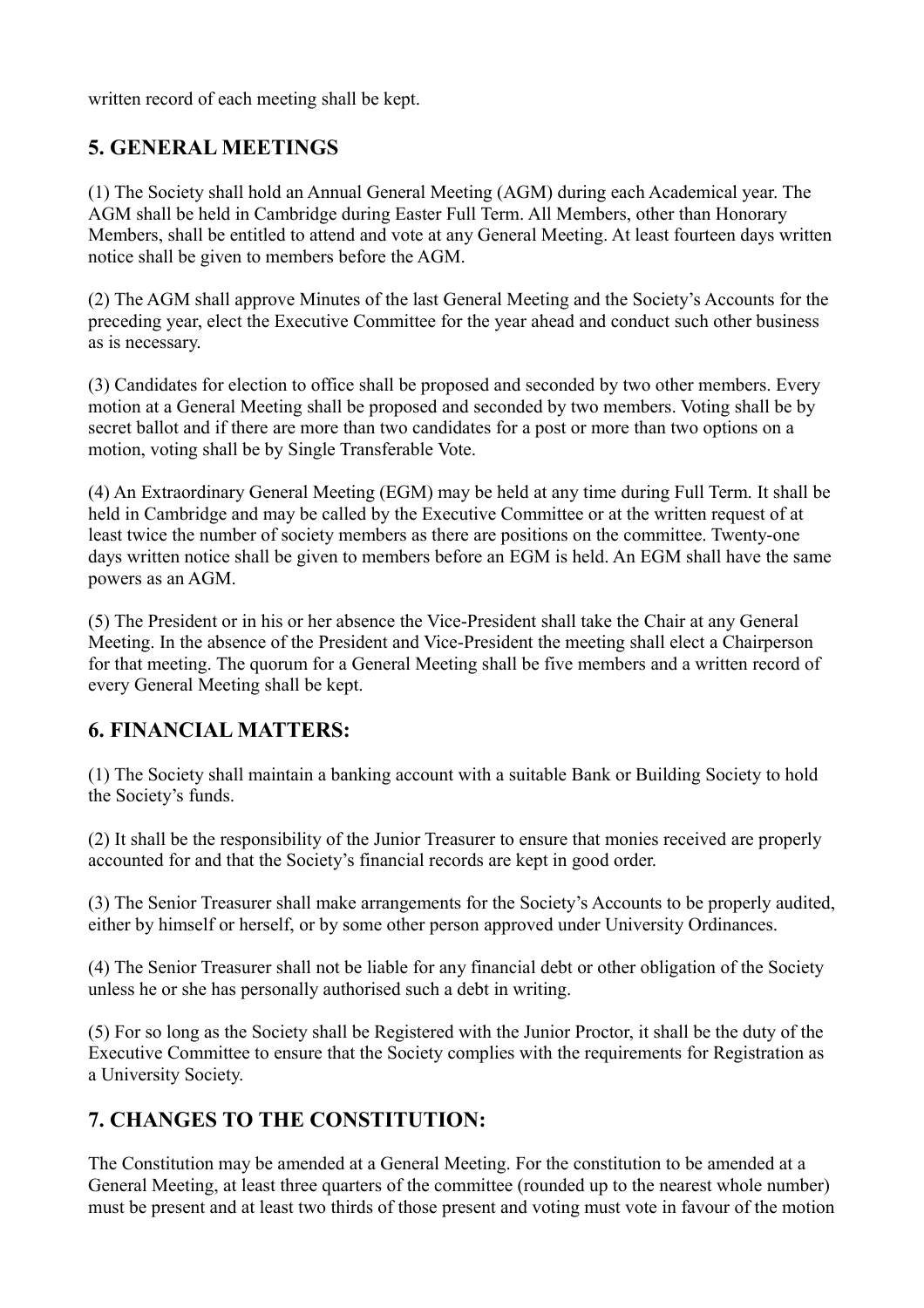written record of each meeting shall be kept.

## 5. GENERAL MEETINGS

(1) The Society shall hold an Annual General Meeting (AGM) during each Academical year. The AGM shall be held in Cambridge during Easter Full Term. All Members, other than Honorary Members, shall be entitled to attend and vote at any General Meeting. At least fourteen days written notice shall be given to members before the AGM.

(2) The AGM shall approve Minutes of the last General Meeting and the Society's Accounts for the preceding year, elect the Executive Committee for the year ahead and conduct such other business as is necessary.

(3) Candidates for election to office shall be proposed and seconded by two other members. Every motion at a General Meeting shall be proposed and seconded by two members. Voting shall be by secret ballot and if there are more than two candidates for a post or more than two options on a motion, voting shall be by Single Transferable Vote.

(4) An Extraordinary General Meeting (EGM) may be held at any time during Full Term. It shall be held in Cambridge and may be called by the Executive Committee or at the written request of at least twice the number of society members as there are positions on the committee. Twenty-one days written notice shall be given to members before an EGM is held. An EGM shall have the same powers as an AGM.

(5) The President or in his or her absence the Vice-President shall take the Chair at any General Meeting. In the absence of the President and Vice-President the meeting shall elect a Chairperson for that meeting. The quorum for a General Meeting shall be five members and a written record of every General Meeting shall be kept.

## 6. FINANCIAL MATTERS:

(1) The Society shall maintain a banking account with a suitable Bank or Building Society to hold the Society's funds.

(2) It shall be the responsibility of the Junior Treasurer to ensure that monies received are properly accounted for and that the Society's financial records are kept in good order.

(3) The Senior Treasurer shall make arrangements for the Society's Accounts to be properly audited, either by himself or herself, or by some other person approved under University Ordinances.

(4) The Senior Treasurer shall not be liable for any financial debt or other obligation of the Society unless he or she has personally authorised such a debt in writing.

(5) For so long as the Society shall be Registered with the Junior Proctor, it shall be the duty of the Executive Committee to ensure that the Society complies with the requirements for Registration as a University Society.

## 7. CHANGES TO THE CONSTITUTION:

The Constitution may be amended at a General Meeting. For the constitution to be amended at a General Meeting, at least three quarters of the committee (rounded up to the nearest whole number) must be present and at least two thirds of those present and voting must vote in favour of the motion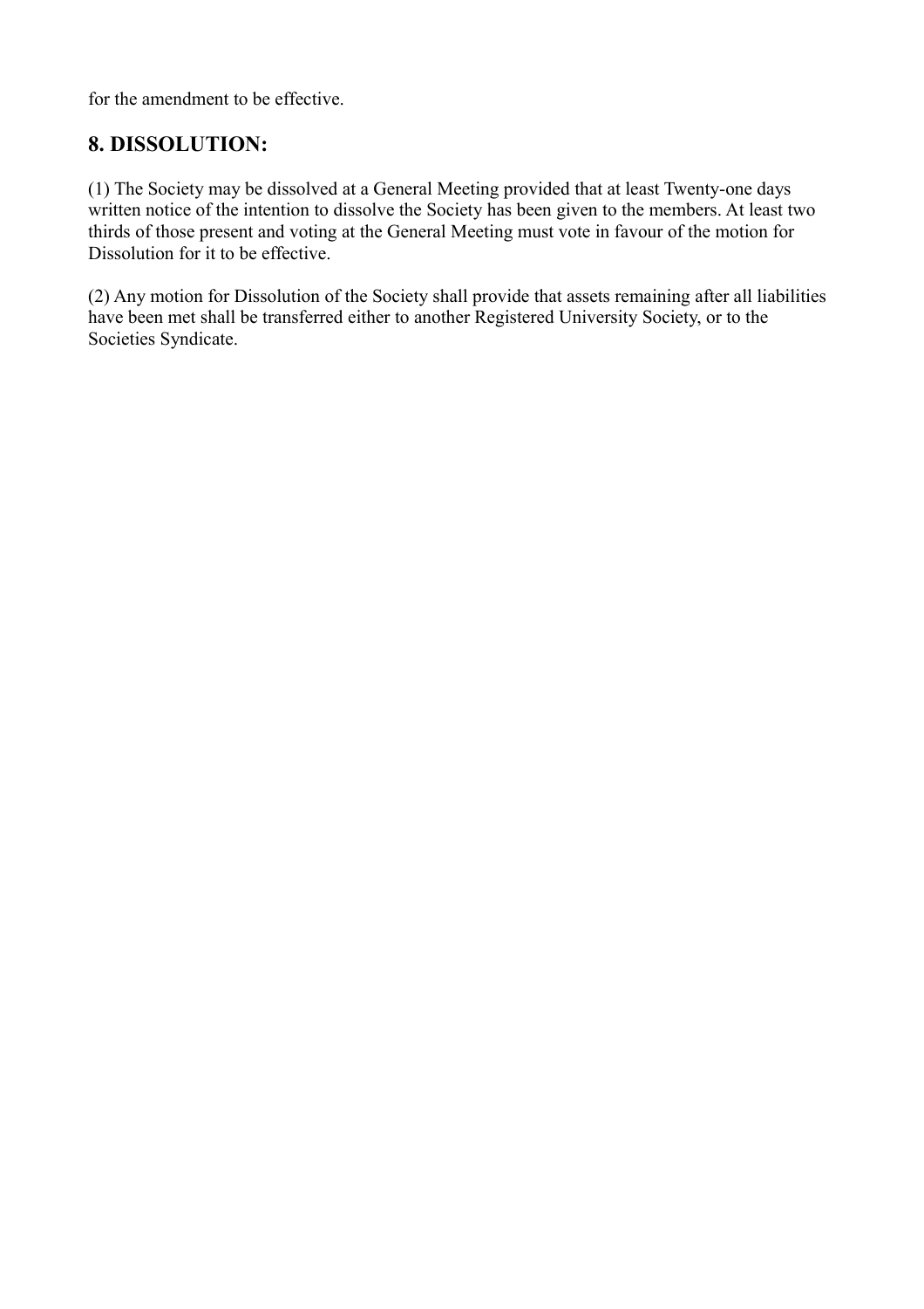for the amendment to be effective.

## 8. DISSOLUTION:

(1) The Society may be dissolved at a General Meeting provided that at least Twenty-one days written notice of the intention to dissolve the Society has been given to the members. At least two thirds of those present and voting at the General Meeting must vote in favour of the motion for Dissolution for it to be effective.

(2) Any motion for Dissolution of the Society shall provide that assets remaining after all liabilities have been met shall be transferred either to another Registered University Society, or to the Societies Syndicate.